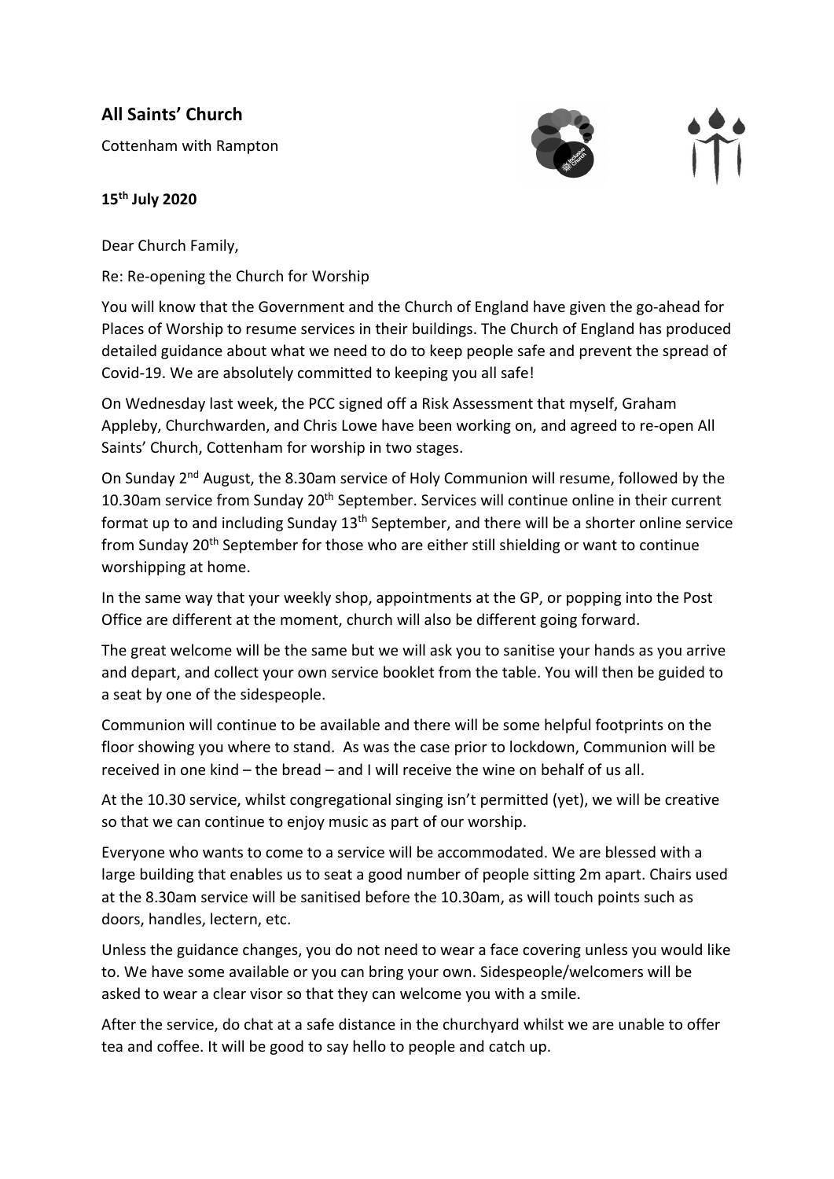## All Saints' Church

Cottenham with Rampton

**15th July 2020**

Dear Church Family,

Re: Re-opening the Church for Worship

You will know that the Government and the Church of England have given the go-ahead for Places of Worship to resume services in their buildings. The Church of England has produced detailed guidance about what we need to do to keep people safe and prevent the spread of Covid-19. We are absolutely committed to keeping you all safe!

On Wednesday last week, the PCC signed off a Risk Assessment that myself, Graham Appleby, Churchwarden, and Chris Lowe have been working on, and agreed to re-open All Saints' Church, Cottenham for worship in two stages.

On Sunday 2nd August, the 8.30am service of Holy Communion will resume, followed by the 10.30am service from Sunday 20th September. Services will continue online in their current format up to and including Sunday 13th September, and there will be a shorter online service from Sunday 20th September for those who are either still shielding or want to continue worshipping at home.

In the same way that your weekly shop, appointments at the GP, or popping into the Post Office are different at the moment, church will also be different going forward.

The great welcome will be the same but we will ask you to sanitise your hands as you arrive and depart, and collect your own service booklet from the table. You will then be guided to a seat by one of the sidespeople.

Communion will continue to be available and there will be some helpful footprints on the floor showing you where to stand. As was the case prior to lockdown, Communion will be received in one kind – the bread – and I will receive the wine on behalf of us all.

At the 10.30 service, whilst congregational singing isn't permitted (yet), we will be creative so that we can continue to enjoy music as part of our worship.

Everyone who wants to come to a service will be accommodated. We are blessed with a large building that enables us to seat a good number of people sitting 2m apart. Chairs used at the 8.30am service will be sanitised before the 10.30am, as will touch points such as doors, handles, lectern, etc.

Unless the guidance changes, you do not need to wear a face covering unless you would like to. We have some available or you can bring your own. Sidespeople/welcomers will be asked to wear a clear visor so that they can welcome you with a smile.

After the service, do chat at a safe distance in the churchyard whilst we are unable to offer tea and coffee. It will be good to say hello to people and catch up.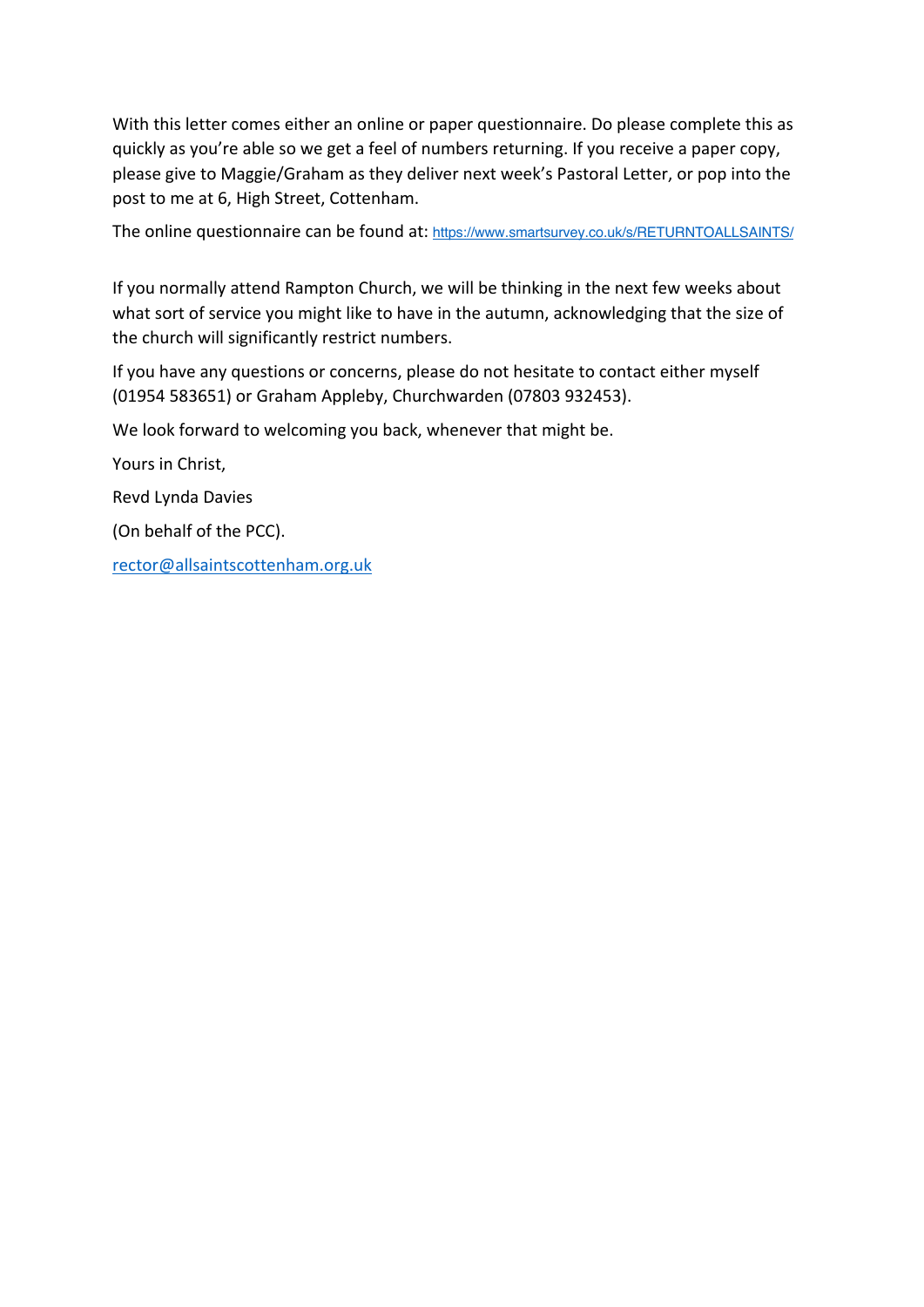With this letter comes either an online or paper questionnaire. Do please complete this as quickly as you're able so we get a feel of numbers returning. If you receive a paper copy, please give to Maggie/Graham as they deliver next week's Pastoral Letter, or pop into the post to me at 6, High Street, Cottenham.

The online questionnaire can be found at: https://www.smartsurvey.co.uk/s/RETURNTOALLSAINTS/

If you normally attend Rampton Church, we will be thinking in the next few weeks about what sort of service you might like to have in the autumn, acknowledging that the size of the church will significantly restrict numbers.

If you have any questions or concerns, please do not hesitate to contact either myself (01954 583651) or Graham Appleby, Churchwarden (07803 932453).

We look forward to welcoming you back, whenever that might be.

Yours in Christ,

Revd Lynda Davies

(On behalf of the PCC).

rector@allsaintscottenham.org.uk